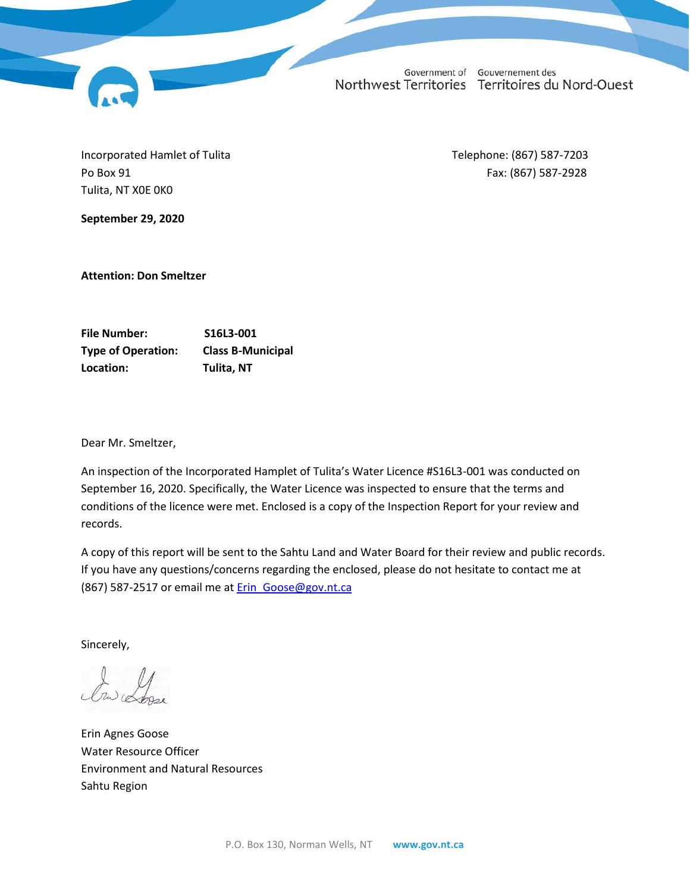Government of Northwest Territories | Gouvernement des Territoires du Nord-Ouest

Incorporated Hamlet of Tulita
Po Box 91
Tulita, NT X0E 0K0

Telephone: (867) 587-7203
Fax: (867) 587-2928

**September 29, 2020**

**Attention: Don Smeltzer**

| | |
|---|---|
| **File Number:** | **S16L3-001** |
| **Type of Operation:** | **Class B-Municipal** |
| **Location:** | **Tulita, NT** |

Dear Mr. Smeltzer,

An inspection of the Incorporated Hamplet of Tulita's Water Licence #S16L3-001 was conducted on September 16, 2020. Specifically, the Water Licence was inspected to ensure that the terms and conditions of the licence were met. Enclosed is a copy of the Inspection Report for your review and records.

A copy of this report will be sent to the Sahtu Land and Water Board for their review and public records. If you have any questions/concerns regarding the enclosed, please do not hesitate to contact me at (867) 587-2517 or email me at Erin_Goose@gov.nt.ca

Sincerely,

Erin Agnes Goose
Water Resource Officer
Environment and Natural Resources
Sahtu Region

P.O. Box 130, Norman Wells, NT www.gov.nt.ca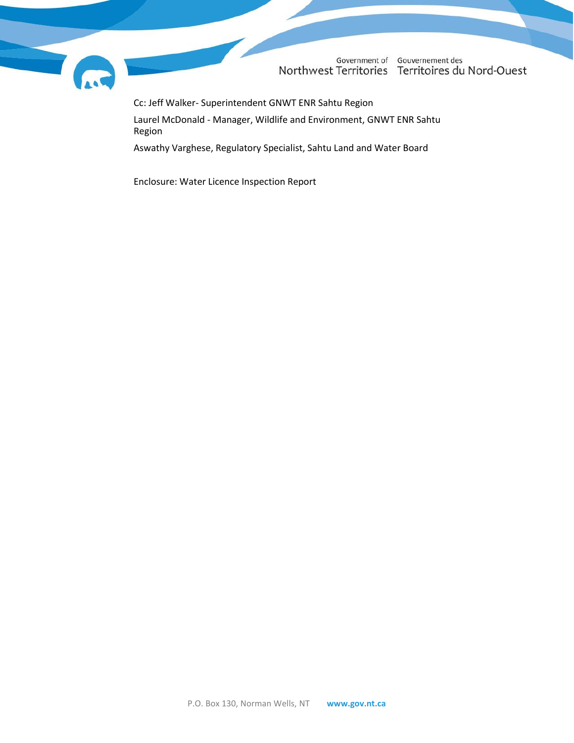Cc: Jeff Walker- Superintendent GNWT ENR Sahtu Region

Laurel McDonald - Manager, Wildlife and Environment, GNWT ENR Sahtu Region

Aswathy Varghese, Regulatory Specialist, Sahtu Land and Water Board

Enclosure: Water Licence Inspection Report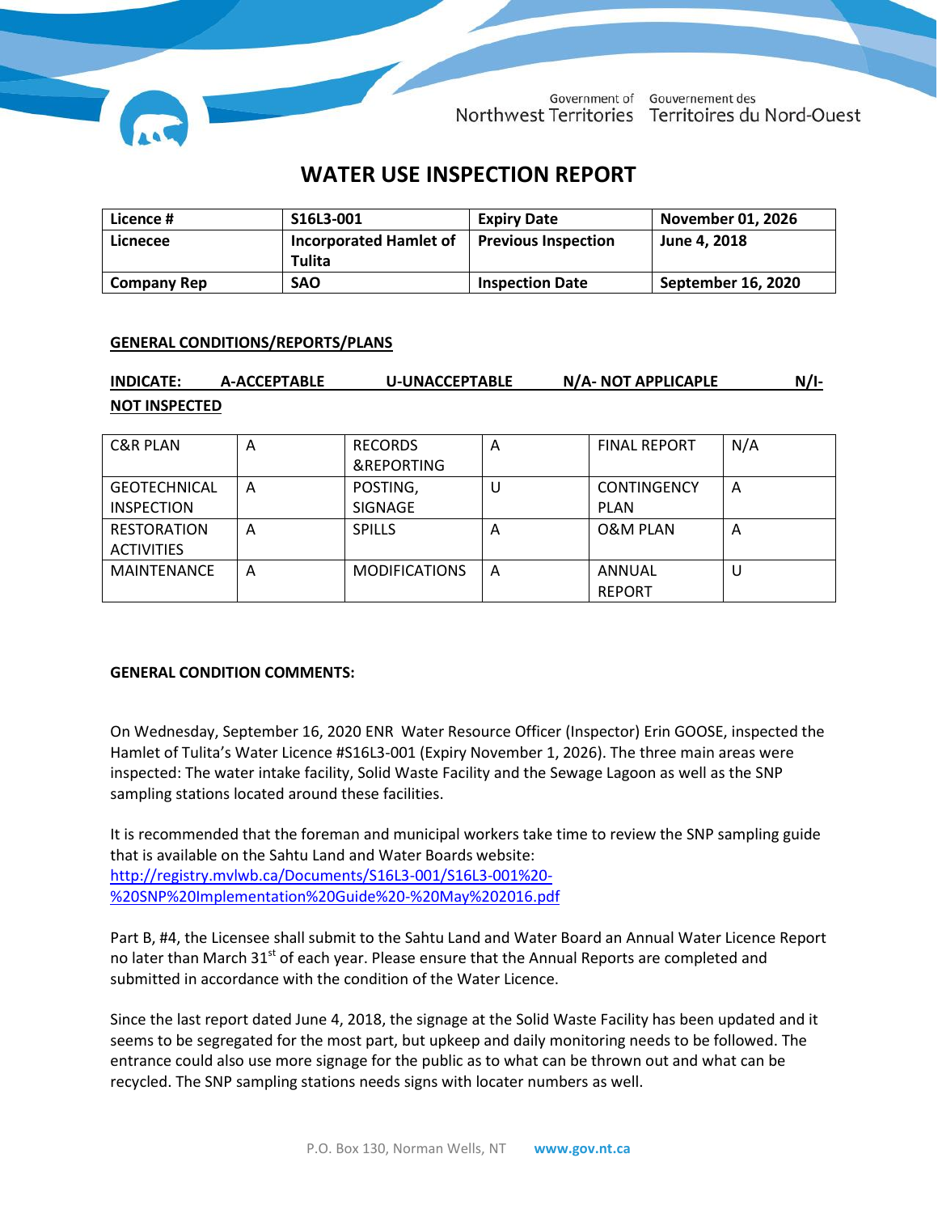# WATER USE INSPECTION REPORT

| Licence # | S16L3-001 | Expiry Date | November 01, 2026 |
|---|---|---|---|
| Licnecee | Incorporated Hamlet of Tulita | Previous Inspection | June 4, 2018 |
| Company Rep | SAO | Inspection Date | September 16, 2020 |

**GENERAL CONDITIONS/REPORTS/PLANS**

**INDICATE: A-ACCEPTABLE U-UNACCEPTABLE N/A- NOT APPLICAPLE N/I-NOT INSPECTED**

| C&R PLAN | A | RECORDS &REPORTING | A | FINAL REPORT | N/A |
|---|---|---|---|---|---|
| GEOTECHNICAL INSPECTION | A | POSTING, SIGNAGE | U | CONTINGENCY PLAN | A |
| RESTORATION ACTIVITIES | A | SPILLS | A | O&M PLAN | A |
| MAINTENANCE | A | MODIFICATIONS | A | ANNUAL REPORT | U |

**GENERAL CONDITION COMMENTS:**

On Wednesday, September 16, 2020 ENR Water Resource Officer (Inspector) Erin GOOSE, inspected the Hamlet of Tulita's Water Licence #S16L3-001 (Expiry November 1, 2026). The three main areas were inspected: The water intake facility, Solid Waste Facility and the Sewage Lagoon as well as the SNP sampling stations located around these facilities.

It is recommended that the foreman and municipal workers take time to review the SNP sampling guide that is available on the Sahtu Land and Water Boards website: http://registry.mvlwb.ca/Documents/S16L3-001/S16L3-001%20-%20SNP%20Implementation%20Guide%20-%20May%202016.pdf

Part B, #4, the Licensee shall submit to the Sahtu Land and Water Board an Annual Water Licence Report no later than March 31st of each year. Please ensure that the Annual Reports are completed and submitted in accordance with the condition of the Water Licence.

Since the last report dated June 4, 2018, the signage at the Solid Waste Facility has been updated and it seems to be segregated for the most part, but upkeep and daily monitoring needs to be followed. The entrance could also use more signage for the public as to what can be thrown out and what can be recycled. The SNP sampling stations needs signs with locater numbers as well.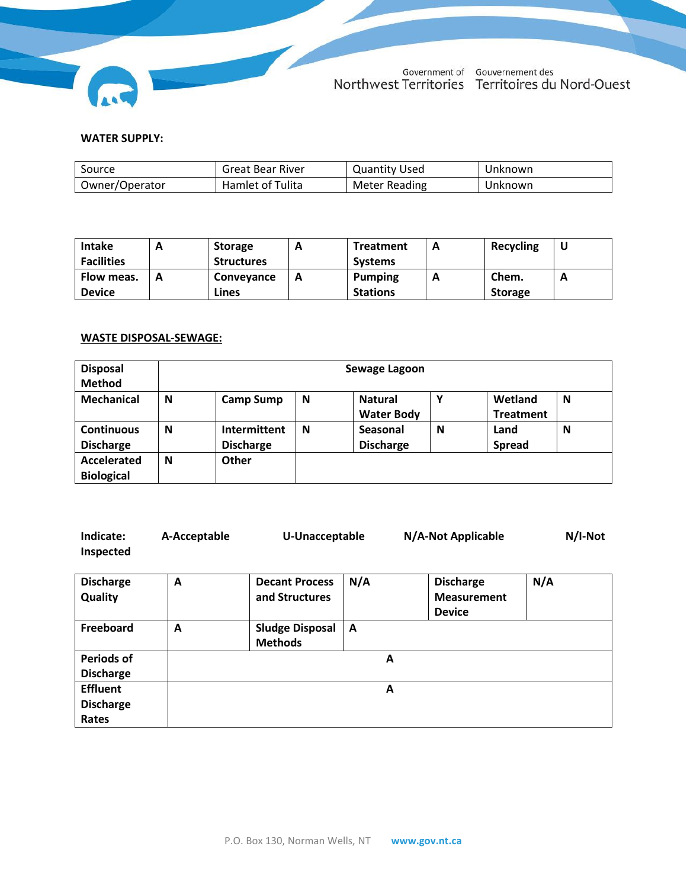**WATER SUPPLY:**

| Source | Great Bear River | Quantity Used | Unknown |
|---|---|---|---|
| Owner/Operator | Hamlet of Tulita | Meter Reading | Unknown |

| **Intake Facilities** | **A** | **Storage Structures** | **A** | **Treatment Systems** | **A** | **Recycling** | **U** |
|---|---|---|---|---|---|---|---|
| **Flow meas. Device** | **A** | **Conveyance Lines** | **A** | **Pumping Stations** | **A** | **Chem. Storage** | **A** |

**WASTE DISPOSAL-SEWAGE:**

| **Disposal Method** | **Sewage Lagoon** | | | | | | |
|---|---|---|---|---|---|---|---|
| **Mechanical** | **N** | **Camp Sump** | **N** | **Natural Water Body** | **Y** | **Wetland Treatment** | **N** |
| **Continuous Discharge** | **N** | **Intermittent Discharge** | **N** | **Seasonal Discharge** | **N** | **Land Spread** | **N** |
| **Accelerated Biological** | **N** | **Other** | | | | | |

**Indicate:** **A-Acceptable** **U-Unacceptable** **N/A-Not Applicable** **N/I-Not Inspected**

| **Discharge Quality** | **A** | **Decant Process and Structures** | **N/A** | **Discharge Measurement Device** | **N/A** |
|---|---|---|---|---|---|
| **Freeboard** | **A** | **Sludge Disposal Methods** | **A** | | |
| **Periods of Discharge** | **A** | | | | |
| **Effluent Discharge Rates** | **A** | | | | |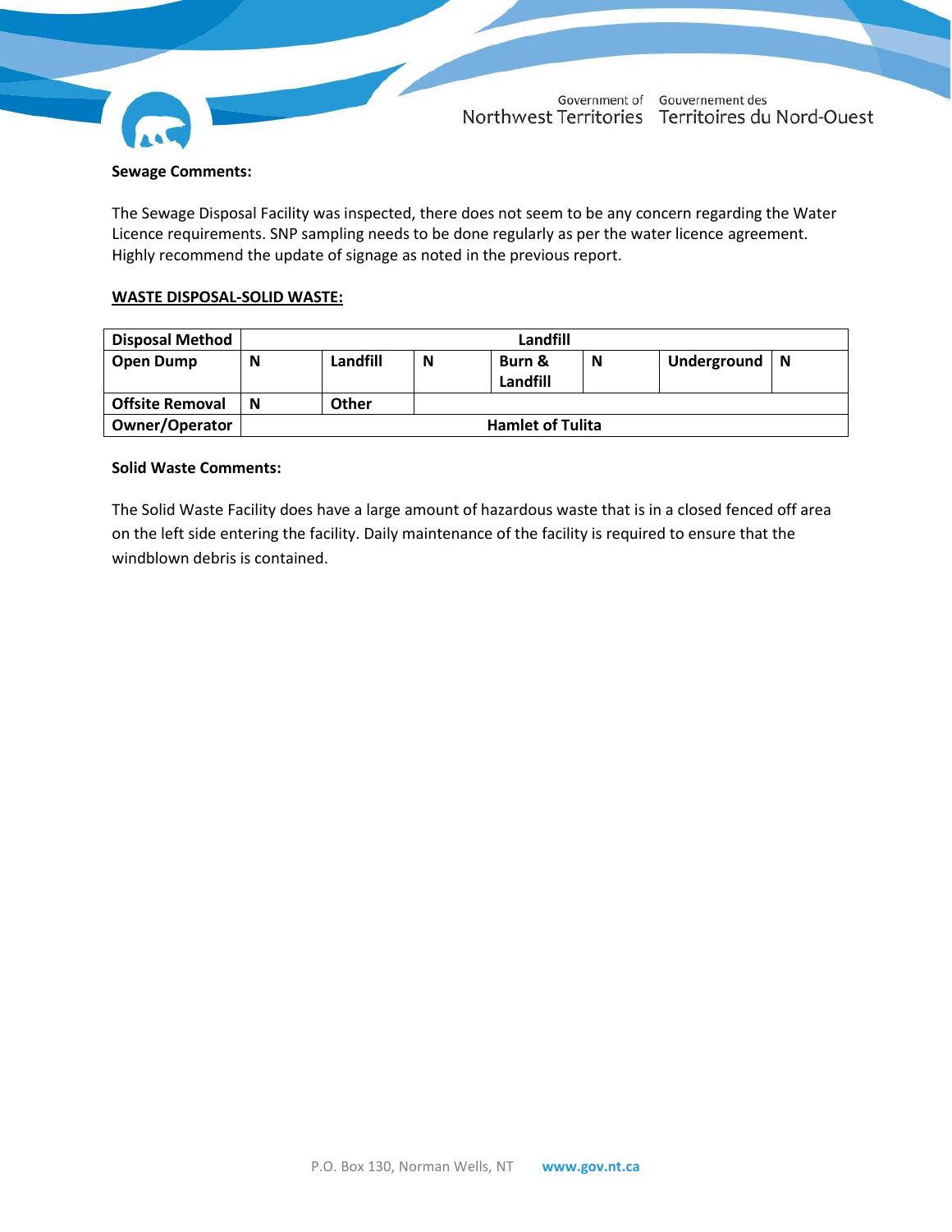**Sewage Comments:**

The Sewage Disposal Facility was inspected, there does not seem to be any concern regarding the Water Licence requirements. SNP sampling needs to be done regularly as per the water licence agreement. Highly recommend the update of signage as noted in the previous report.

**WASTE DISPOSAL-SOLID WASTE:**

| **Disposal Method** | **Landfill** | | | | | | |
|---|---|---|---|---|---|---|---|
| **Open Dump** | **N** | **Landfill** | **N** | **Burn & Landfill** | **N** | **Underground** | **N** |
| **Offsite Removal** | **N** | **Other** | | | | | |
| **Owner/Operator** | **Hamlet of Tulita** | | | | | | |

**Solid Waste Comments:**

The Solid Waste Facility does have a large amount of hazardous waste that is in a closed fenced off area on the left side entering the facility. Daily maintenance of the facility is required to ensure that the windblown debris is contained.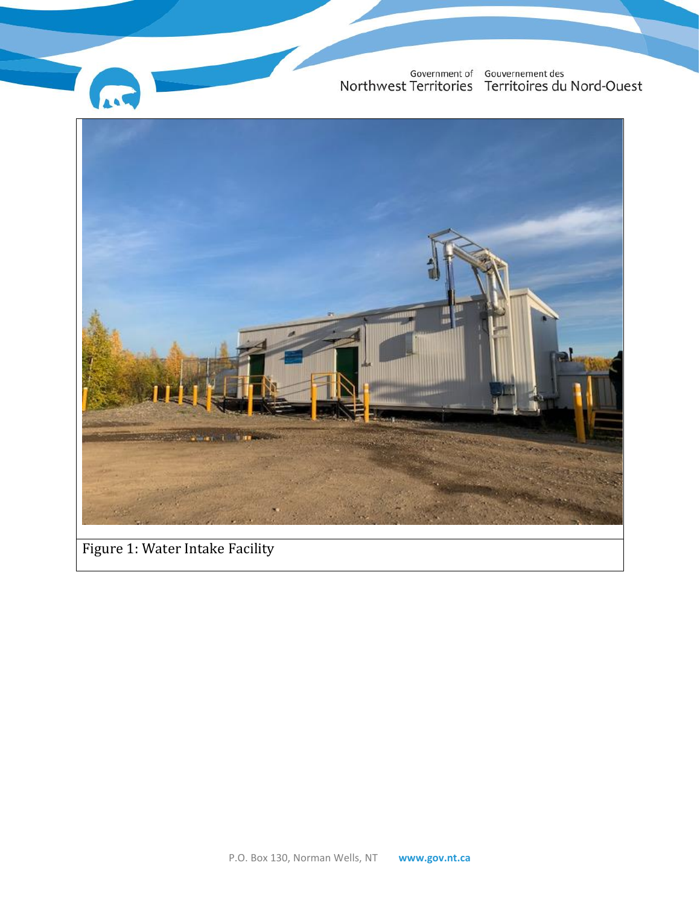Figure 1: Water Intake Facility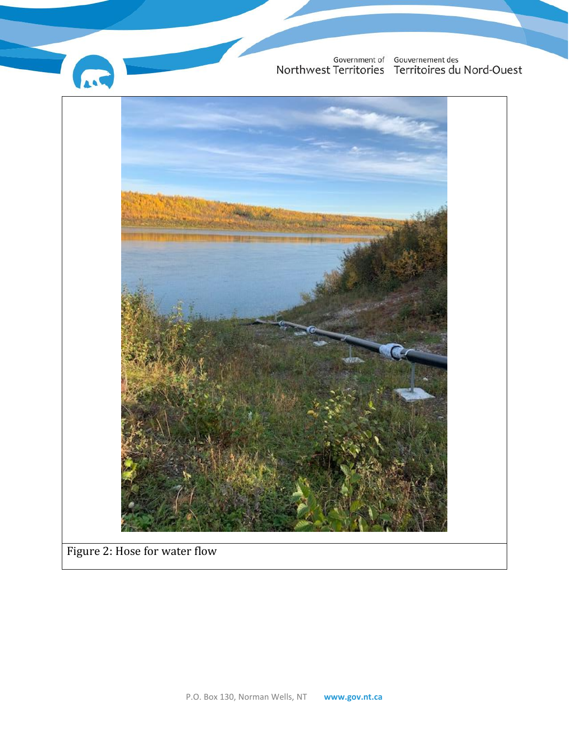Figure 2: Hose for water flow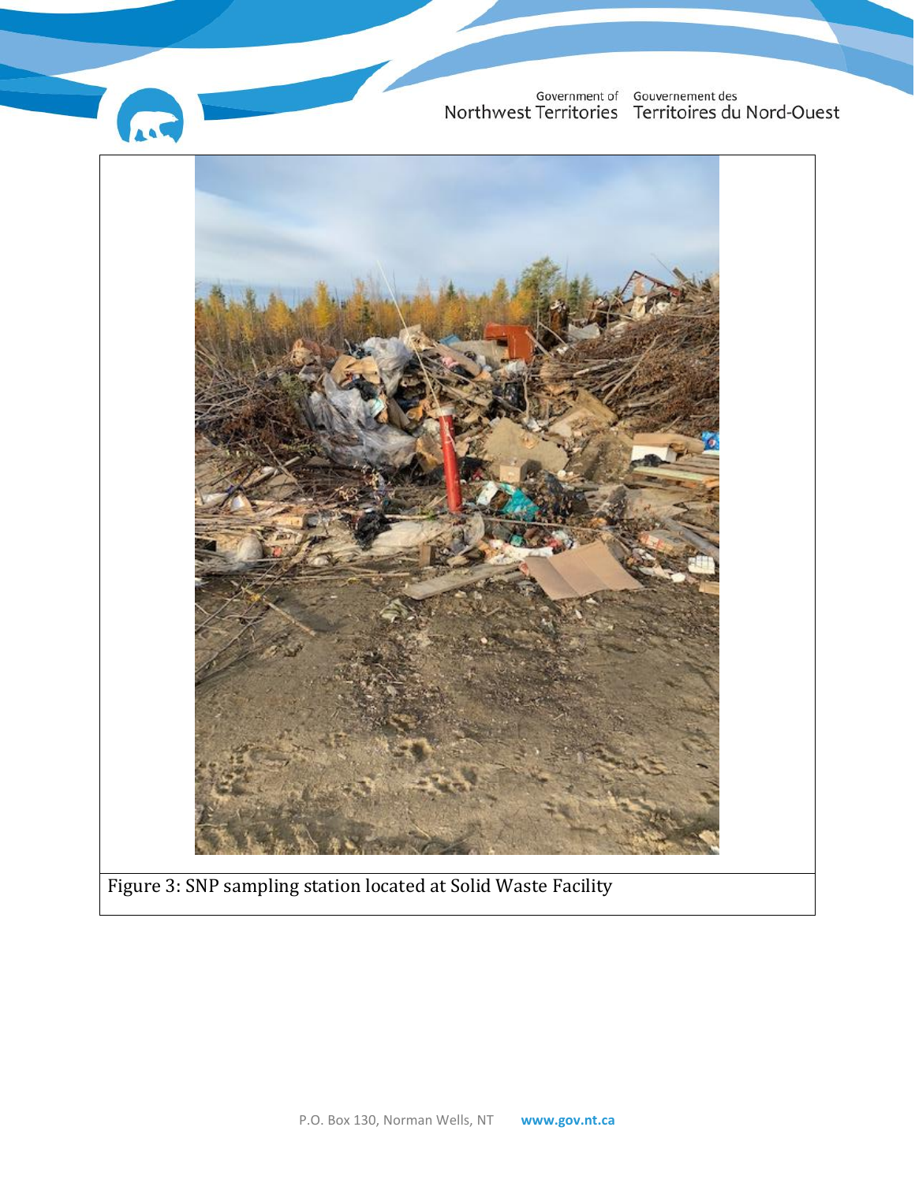Figure 3: SNP sampling station located at Solid Waste Facility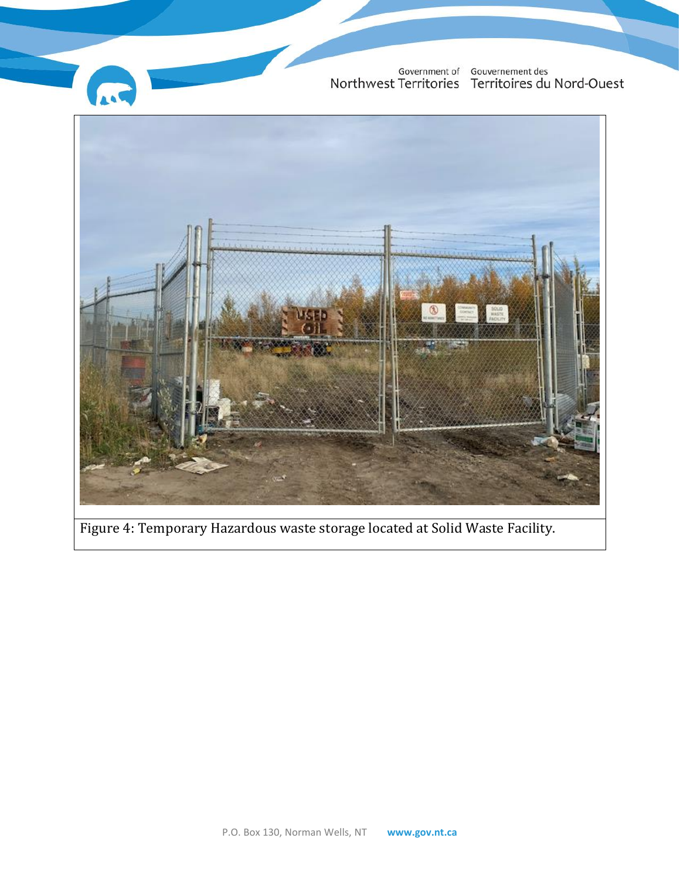Figure 4: Temporary Hazardous waste storage located at Solid Waste Facility.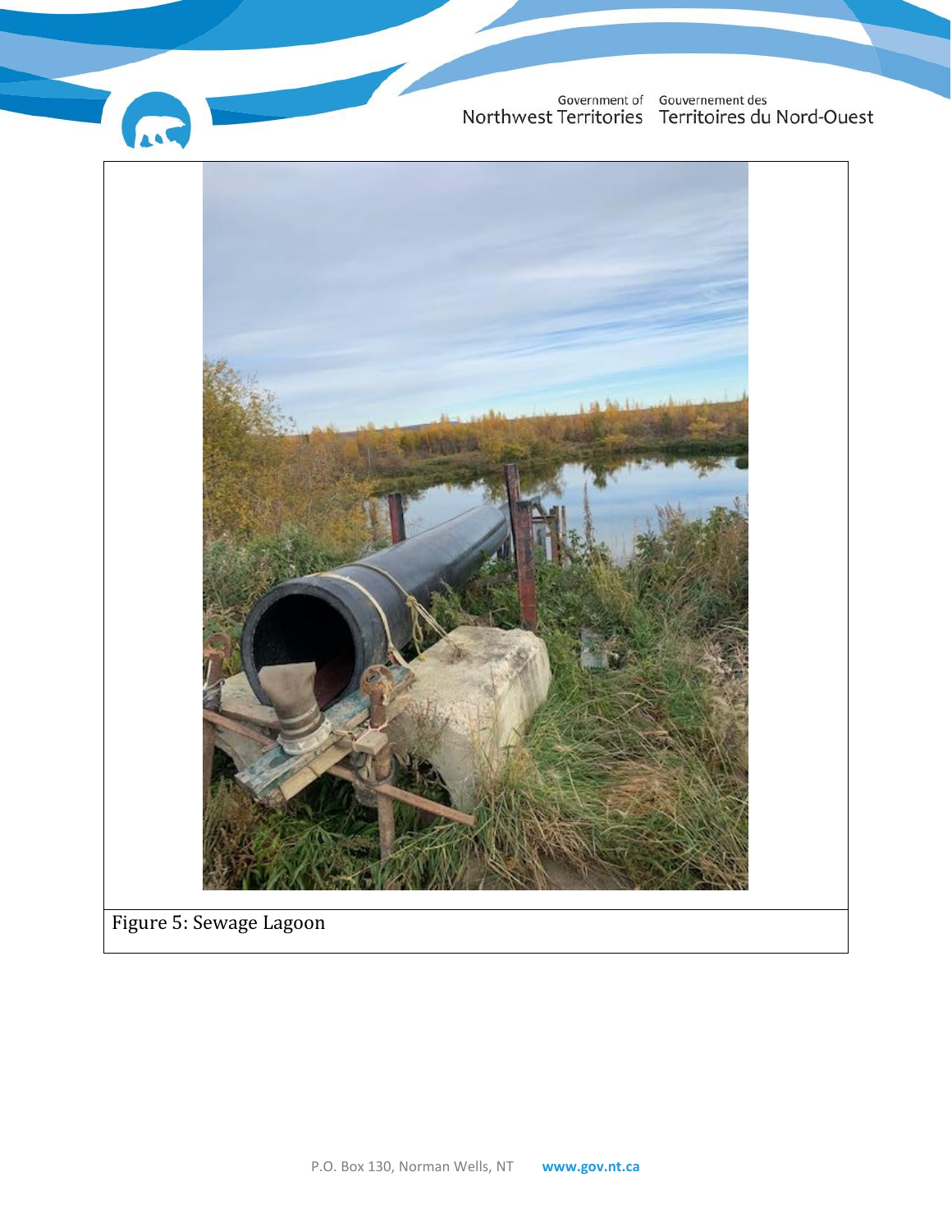Figure 5: Sewage Lagoon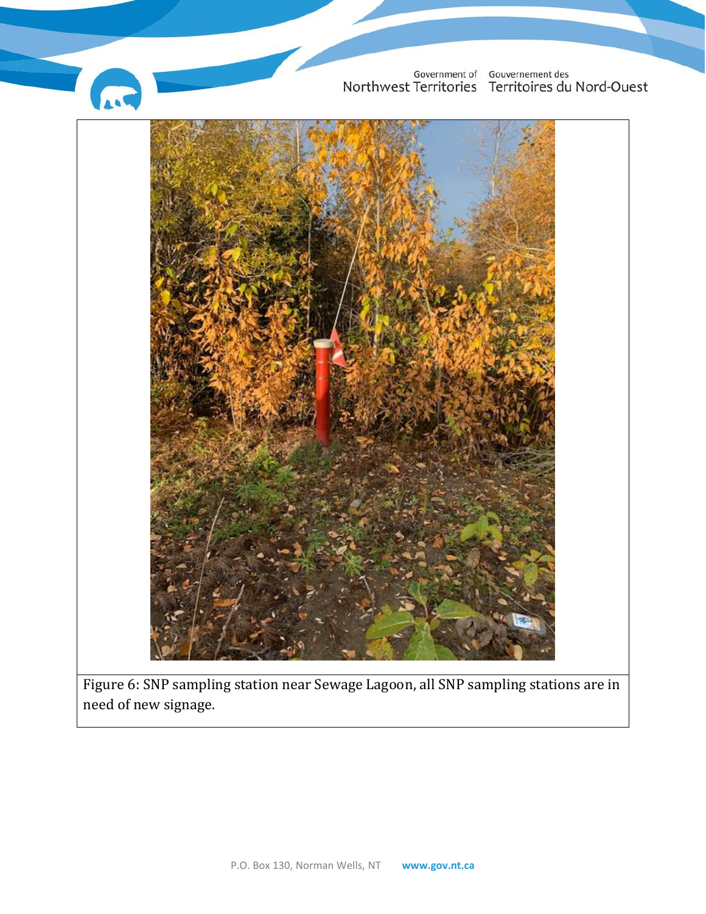Figure 6: SNP sampling station near Sewage Lagoon, all SNP sampling stations are in need of new signage.